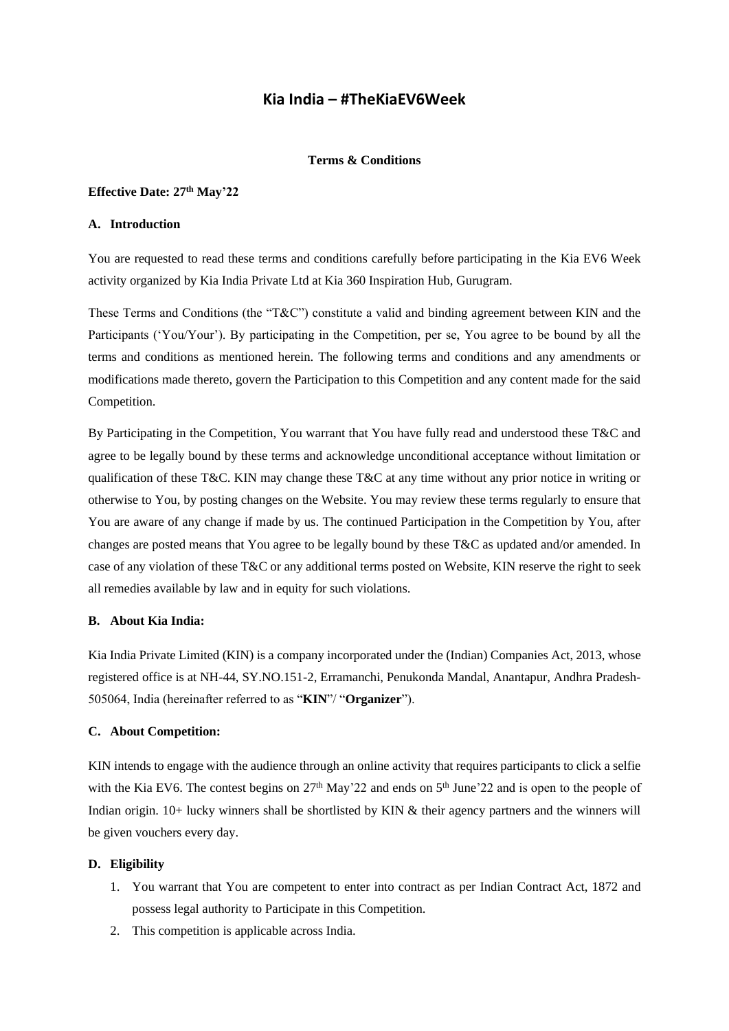# Kia India – #TheKiaEV6Week

**Terms & Conditions**

**Effective Date: 27th May'22**

**A. Introduction**

You are requested to read these terms and conditions carefully before participating in the Kia EV6 Week activity organized by Kia India Private Ltd at Kia 360 Inspiration Hub, Gurugram.

These Terms and Conditions (the "T&C") constitute a valid and binding agreement between KIN and the Participants ('You/Your'). By participating in the Competition, per se, You agree to be bound by all the terms and conditions as mentioned herein. The following terms and conditions and any amendments or modifications made thereto, govern the Participation to this Competition and any content made for the said Competition.

By Participating in the Competition, You warrant that You have fully read and understood these T&C and agree to be legally bound by these terms and acknowledge unconditional acceptance without limitation or qualification of these T&C. KIN may change these T&C at any time without any prior notice in writing or otherwise to You, by posting changes on the Website. You may review these terms regularly to ensure that You are aware of any change if made by us. The continued Participation in the Competition by You, after changes are posted means that You agree to be legally bound by these T&C as updated and/or amended. In case of any violation of these T&C or any additional terms posted on Website, KIN reserve the right to seek all remedies available by law and in equity for such violations.

**B. About Kia India:**

Kia India Private Limited (KIN) is a company incorporated under the (Indian) Companies Act, 2013, whose registered office is at NH-44, SY.NO.151-2, Erramanchi, Penukonda Mandal, Anantapur, Andhra Pradesh-505064, India (hereinafter referred to as "**KIN**"/ "**Organizer**").

**C. About Competition:**

KIN intends to engage with the audience through an online activity that requires participants to click a selfie with the Kia EV6. The contest begins on 27th May'22 and ends on 5th June'22 and is open to the people of Indian origin. 10+ lucky winners shall be shortlisted by KIN & their agency partners and the winners will be given vouchers every day.

**D. Eligibility**

1. You warrant that You are competent to enter into contract as per Indian Contract Act, 1872 and possess legal authority to Participate in this Competition.
2. This competition is applicable across India.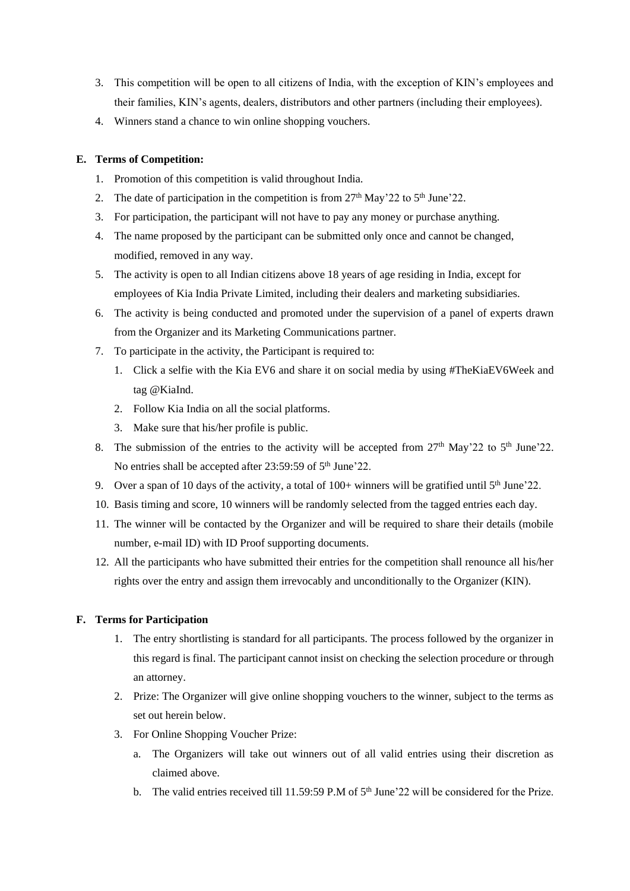3. This competition will be open to all citizens of India, with the exception of KIN's employees and their families, KIN's agents, dealers, distributors and other partners (including their employees).
4. Winners stand a chance to win online shopping vouchers.

**E. Terms of Competition:**

1. Promotion of this competition is valid throughout India.
2. The date of participation in the competition is from 27th May'22 to 5th June'22.
3. For participation, the participant will not have to pay any money or purchase anything.
4. The name proposed by the participant can be submitted only once and cannot be changed, modified, removed in any way.
5. The activity is open to all Indian citizens above 18 years of age residing in India, except for employees of Kia India Private Limited, including their dealers and marketing subsidiaries.
6. The activity is being conducted and promoted under the supervision of a panel of experts drawn from the Organizer and its Marketing Communications partner.
7. To participate in the activity, the Participant is required to:
   1. Click a selfie with the Kia EV6 and share it on social media by using #TheKiaEV6Week and tag @KiaInd.
   2. Follow Kia India on all the social platforms.
   3. Make sure that his/her profile is public.
8. The submission of the entries to the activity will be accepted from 27th May'22 to 5th June'22. No entries shall be accepted after 23:59:59 of 5th June'22.
9. Over a span of 10 days of the activity, a total of 100+ winners will be gratified until 5th June'22.
10. Basis timing and score, 10 winners will be randomly selected from the tagged entries each day.
11. The winner will be contacted by the Organizer and will be required to share their details (mobile number, e-mail ID) with ID Proof supporting documents.
12. All the participants who have submitted their entries for the competition shall renounce all his/her rights over the entry and assign them irrevocably and unconditionally to the Organizer (KIN).

**F. Terms for Participation**

1. The entry shortlisting is standard for all participants. The process followed by the organizer in this regard is final. The participant cannot insist on checking the selection procedure or through an attorney.
2. Prize: The Organizer will give online shopping vouchers to the winner, subject to the terms as set out herein below.
3. For Online Shopping Voucher Prize:
   a. The Organizers will take out winners out of all valid entries using their discretion as claimed above.
   b. The valid entries received till 11.59:59 P.M of 5th June'22 will be considered for the Prize.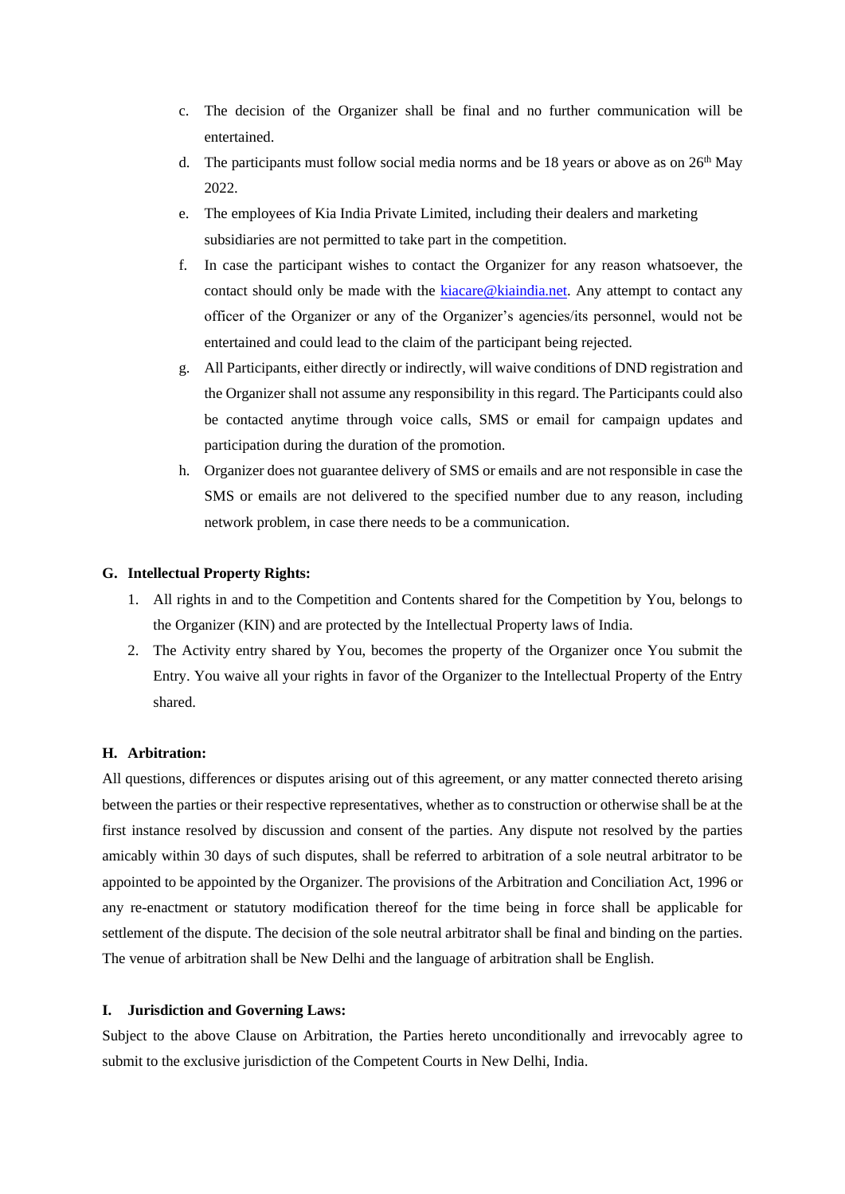c. The decision of the Organizer shall be final and no further communication will be entertained.

d. The participants must follow social media norms and be 18 years or above as on 26th May 2022.

e. The employees of Kia India Private Limited, including their dealers and marketing subsidiaries are not permitted to take part in the competition.

f. In case the participant wishes to contact the Organizer for any reason whatsoever, the contact should only be made with the kiacare@kiaindia.net. Any attempt to contact any officer of the Organizer or any of the Organizer's agencies/its personnel, would not be entertained and could lead to the claim of the participant being rejected.

g. All Participants, either directly or indirectly, will waive conditions of DND registration and the Organizer shall not assume any responsibility in this regard. The Participants could also be contacted anytime through voice calls, SMS or email for campaign updates and participation during the duration of the promotion.

h. Organizer does not guarantee delivery of SMS or emails and are not responsible in case the SMS or emails are not delivered to the specified number due to any reason, including network problem, in case there needs to be a communication.

## G. Intellectual Property Rights:

1. All rights in and to the Competition and Contents shared for the Competition by You, belongs to the Organizer (KIN) and are protected by the Intellectual Property laws of India.
2. The Activity entry shared by You, becomes the property of the Organizer once You submit the Entry. You waive all your rights in favor of the Organizer to the Intellectual Property of the Entry shared.

## H. Arbitration:

All questions, differences or disputes arising out of this agreement, or any matter connected thereto arising between the parties or their respective representatives, whether as to construction or otherwise shall be at the first instance resolved by discussion and consent of the parties. Any dispute not resolved by the parties amicably within 30 days of such disputes, shall be referred to arbitration of a sole neutral arbitrator to be appointed to be appointed by the Organizer. The provisions of the Arbitration and Conciliation Act, 1996 or any re-enactment or statutory modification thereof for the time being in force shall be applicable for settlement of the dispute. The decision of the sole neutral arbitrator shall be final and binding on the parties. The venue of arbitration shall be New Delhi and the language of arbitration shall be English.

## I. Jurisdiction and Governing Laws:

Subject to the above Clause on Arbitration, the Parties hereto unconditionally and irrevocably agree to submit to the exclusive jurisdiction of the Competent Courts in New Delhi, India.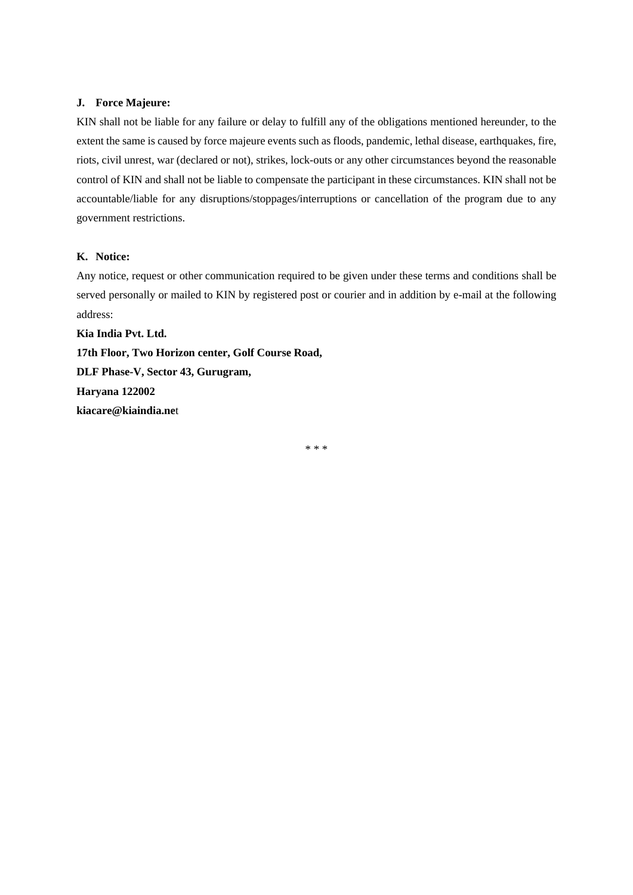**J. Force Majeure:**

KIN shall not be liable for any failure or delay to fulfill any of the obligations mentioned hereunder, to the extent the same is caused by force majeure events such as floods, pandemic, lethal disease, earthquakes, fire, riots, civil unrest, war (declared or not), strikes, lock-outs or any other circumstances beyond the reasonable control of KIN and shall not be liable to compensate the participant in these circumstances. KIN shall not be accountable/liable for any disruptions/stoppages/interruptions or cancellation of the program due to any government restrictions.

**K. Notice:**

Any notice, request or other communication required to be given under these terms and conditions shall be served personally or mailed to KIN by registered post or courier and in addition by e-mail at the following address:

**Kia India Pvt. Ltd.**
**17th Floor, Two Horizon center, Golf Course Road,**
**DLF Phase-V, Sector 43, Gurugram,**
**Haryana 122002**
**kiacare@kiaindia.ne**t

* * *